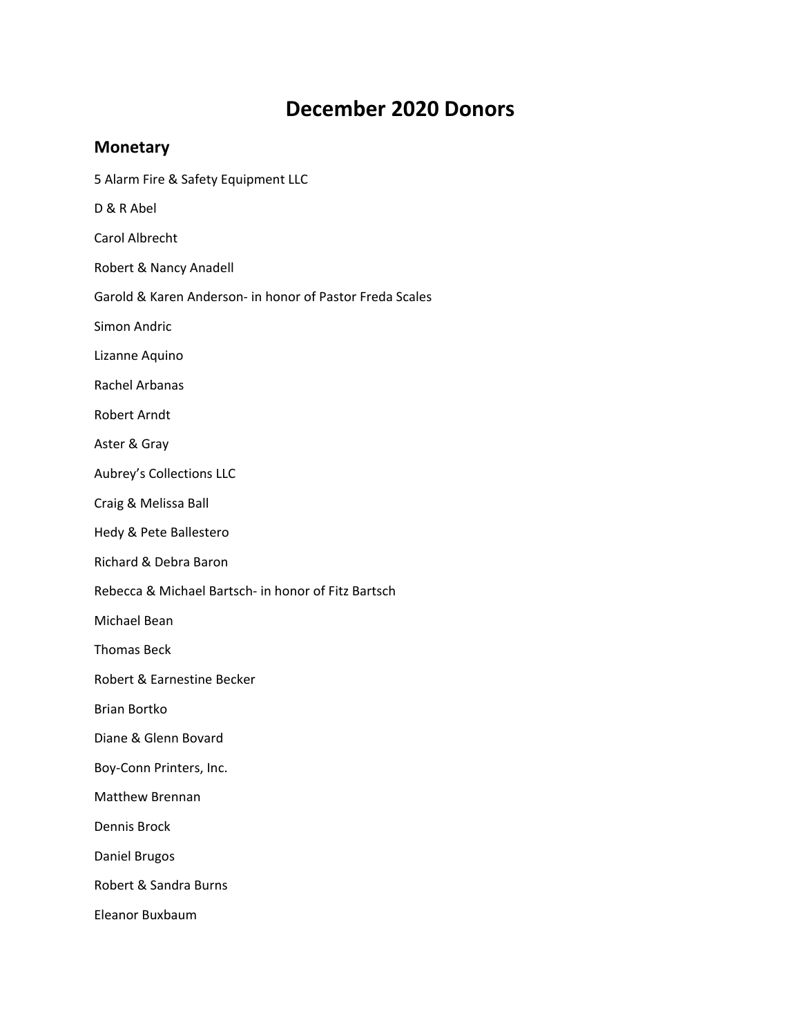# December 2020 Donors

## Monetary

5 Alarm Fire & Safety Equipment LLC

D & R Abel

Carol Albrecht

Robert & Nancy Anadell

Garold & Karen Anderson- in honor of Pastor Freda Scales

Simon Andric

Lizanne Aquino

Rachel Arbanas

Robert Arndt

Aster & Gray

Aubrey's Collections LLC

Craig & Melissa Ball

Hedy & Pete Ballestero

Richard & Debra Baron

Rebecca & Michael Bartsch- in honor of Fitz Bartsch

Michael Bean

Thomas Beck

Robert & Earnestine Becker

Brian Bortko

Diane & Glenn Bovard

Boy-Conn Printers, Inc.

Matthew Brennan

Dennis Brock

Daniel Brugos

Robert & Sandra Burns

Eleanor Buxbaum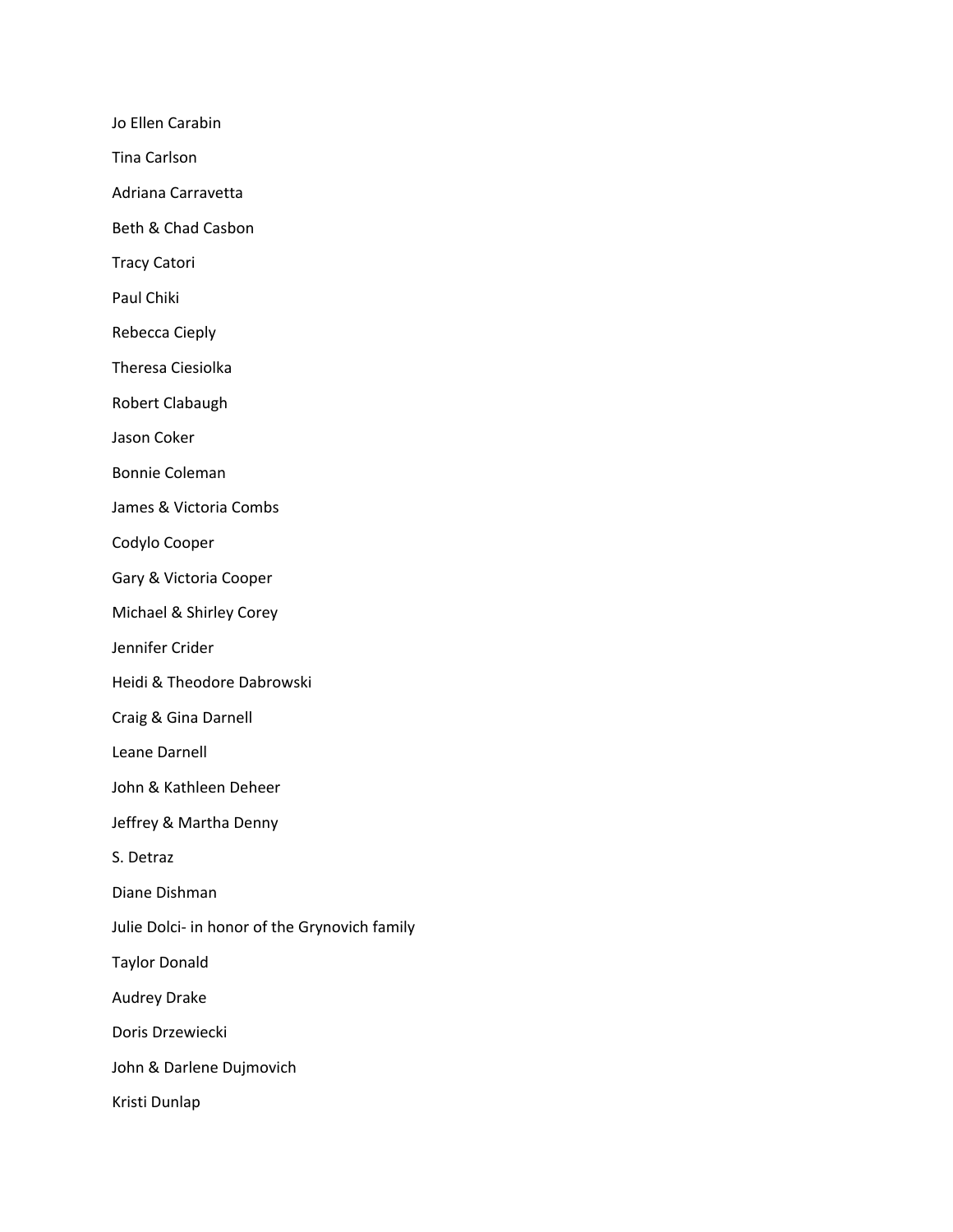Jo Ellen Carabin

Tina Carlson

Adriana Carravetta

Beth & Chad Casbon

Tracy Catori

Paul Chiki

Rebecca Cieply

Theresa Ciesiolka

Robert Clabaugh

Jason Coker

Bonnie Coleman

James & Victoria Combs

Codylo Cooper

Gary & Victoria Cooper

Michael & Shirley Corey

Jennifer Crider

Heidi & Theodore Dabrowski

Craig & Gina Darnell

Leane Darnell

John & Kathleen Deheer

Jeffrey & Martha Denny

S. Detraz

Diane Dishman

Julie Dolci- in honor of the Grynovich family

Taylor Donald

Audrey Drake

Doris Drzewiecki

John & Darlene Dujmovich

Kristi Dunlap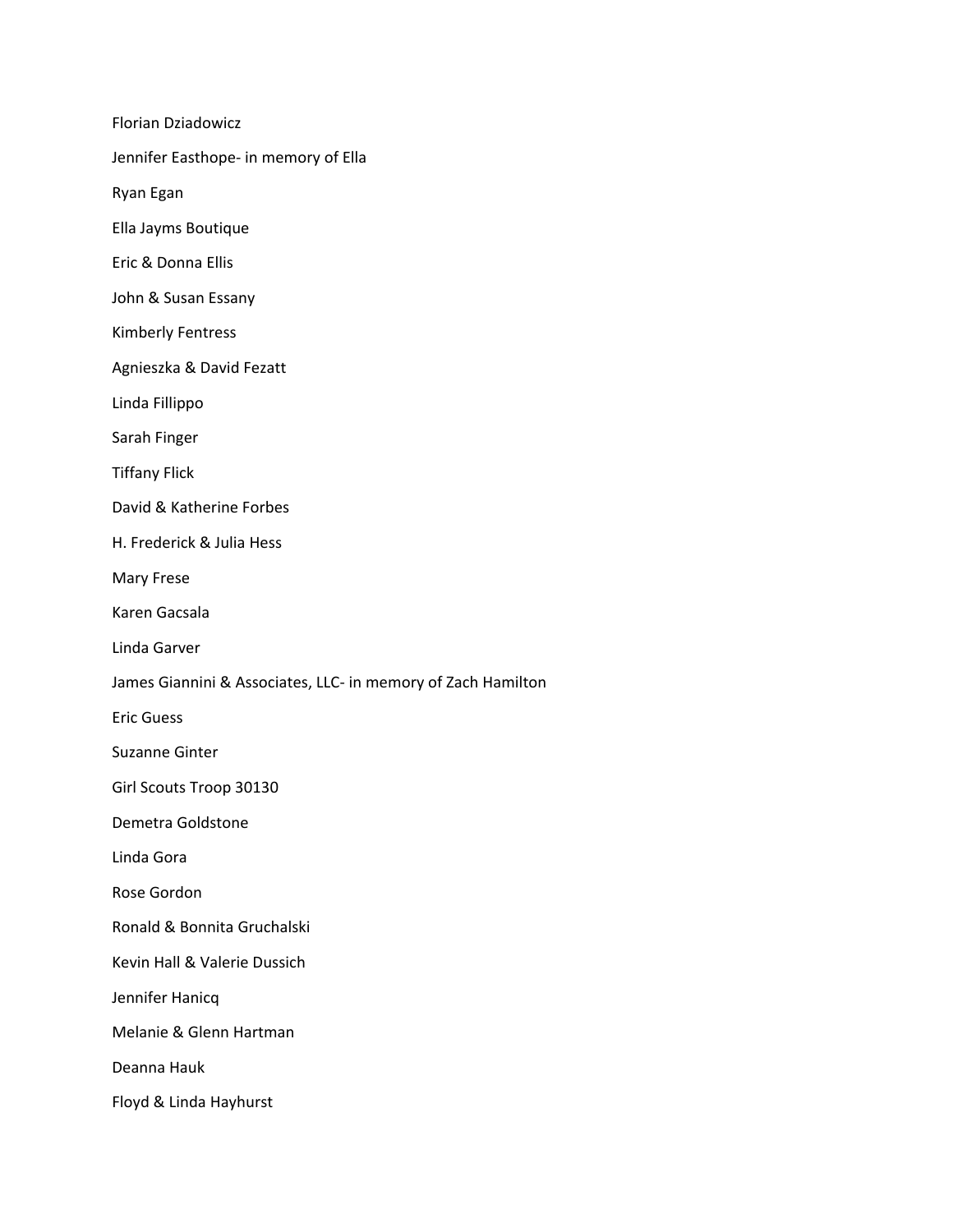Florian Dziadowicz

Jennifer Easthope- in memory of Ella

Ryan Egan

Ella Jayms Boutique

Eric & Donna Ellis

John & Susan Essany

Kimberly Fentress

Agnieszka & David Fezatt

Linda Fillippo

Sarah Finger

Tiffany Flick

David & Katherine Forbes

H. Frederick & Julia Hess

Mary Frese

Karen Gacsala

Linda Garver

James Giannini & Associates, LLC- in memory of Zach Hamilton

Eric Guess

Suzanne Ginter

Girl Scouts Troop 30130

Demetra Goldstone

Linda Gora

Rose Gordon

Ronald & Bonnita Gruchalski

Kevin Hall & Valerie Dussich

Jennifer Hanicq

Melanie & Glenn Hartman

Deanna Hauk

Floyd & Linda Hayhurst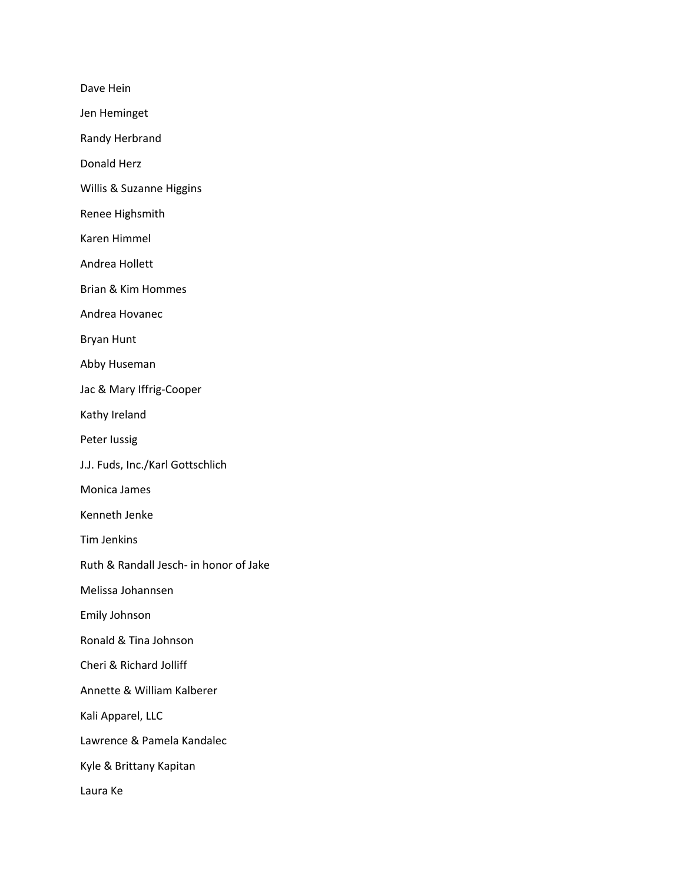Dave Hein

Jen Heminget

Randy Herbrand

Donald Herz

Willis & Suzanne Higgins

Renee Highsmith

Karen Himmel

Andrea Hollett

Brian & Kim Hommes

Andrea Hovanec

Bryan Hunt

Abby Huseman

Jac & Mary Iffrig-Cooper

Kathy Ireland

Peter Iussig

J.J. Fuds, Inc./Karl Gottschlich

Monica James

Kenneth Jenke

Tim Jenkins

Ruth & Randall Jesch- in honor of Jake

Melissa Johannsen

Emily Johnson

Ronald & Tina Johnson

Cheri & Richard Jolliff

Annette & William Kalberer

Kali Apparel, LLC

Lawrence & Pamela Kandalec

Kyle & Brittany Kapitan

Laura Ke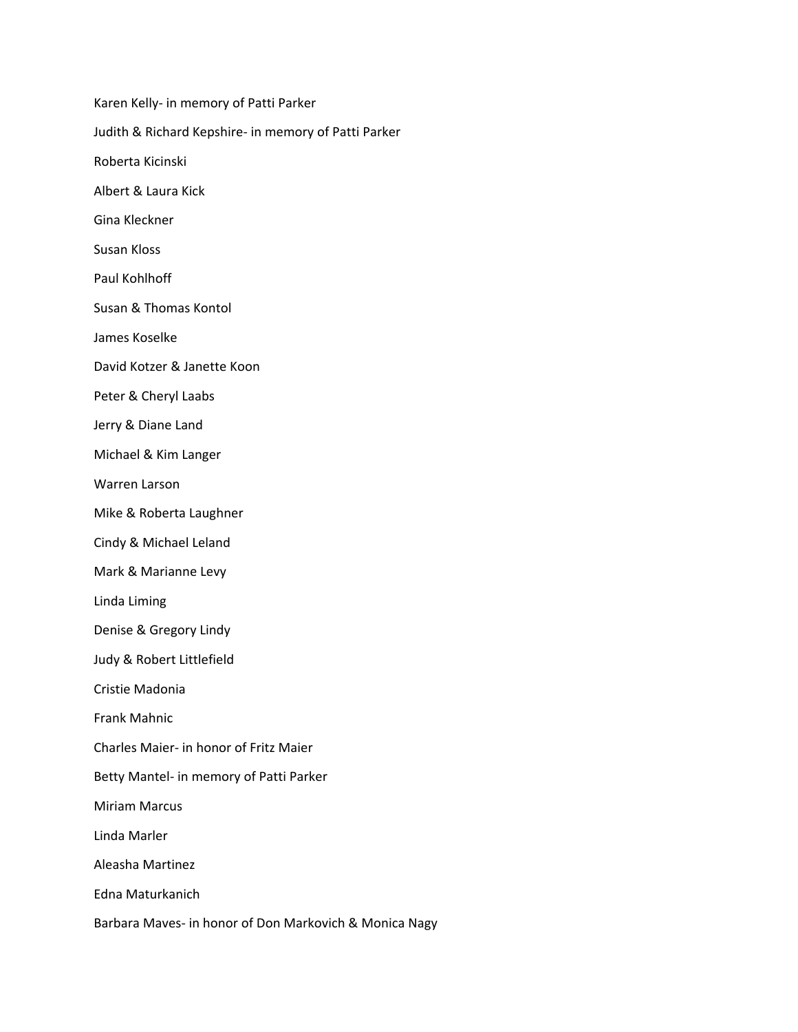Karen Kelly- in memory of Patti Parker

Judith & Richard Kepshire- in memory of Patti Parker

Roberta Kicinski

Albert & Laura Kick

Gina Kleckner

Susan Kloss

Paul Kohlhoff

Susan & Thomas Kontol

James Koselke

David Kotzer & Janette Koon

Peter & Cheryl Laabs

Jerry & Diane Land

Michael & Kim Langer

Warren Larson

Mike & Roberta Laughner

Cindy & Michael Leland

Mark & Marianne Levy

Linda Liming

Denise & Gregory Lindy

Judy & Robert Littlefield

Cristie Madonia

Frank Mahnic

Charles Maier- in honor of Fritz Maier

Betty Mantel- in memory of Patti Parker

Miriam Marcus

Linda Marler

Aleasha Martinez

Edna Maturkanich

Barbara Maves- in honor of Don Markovich & Monica Nagy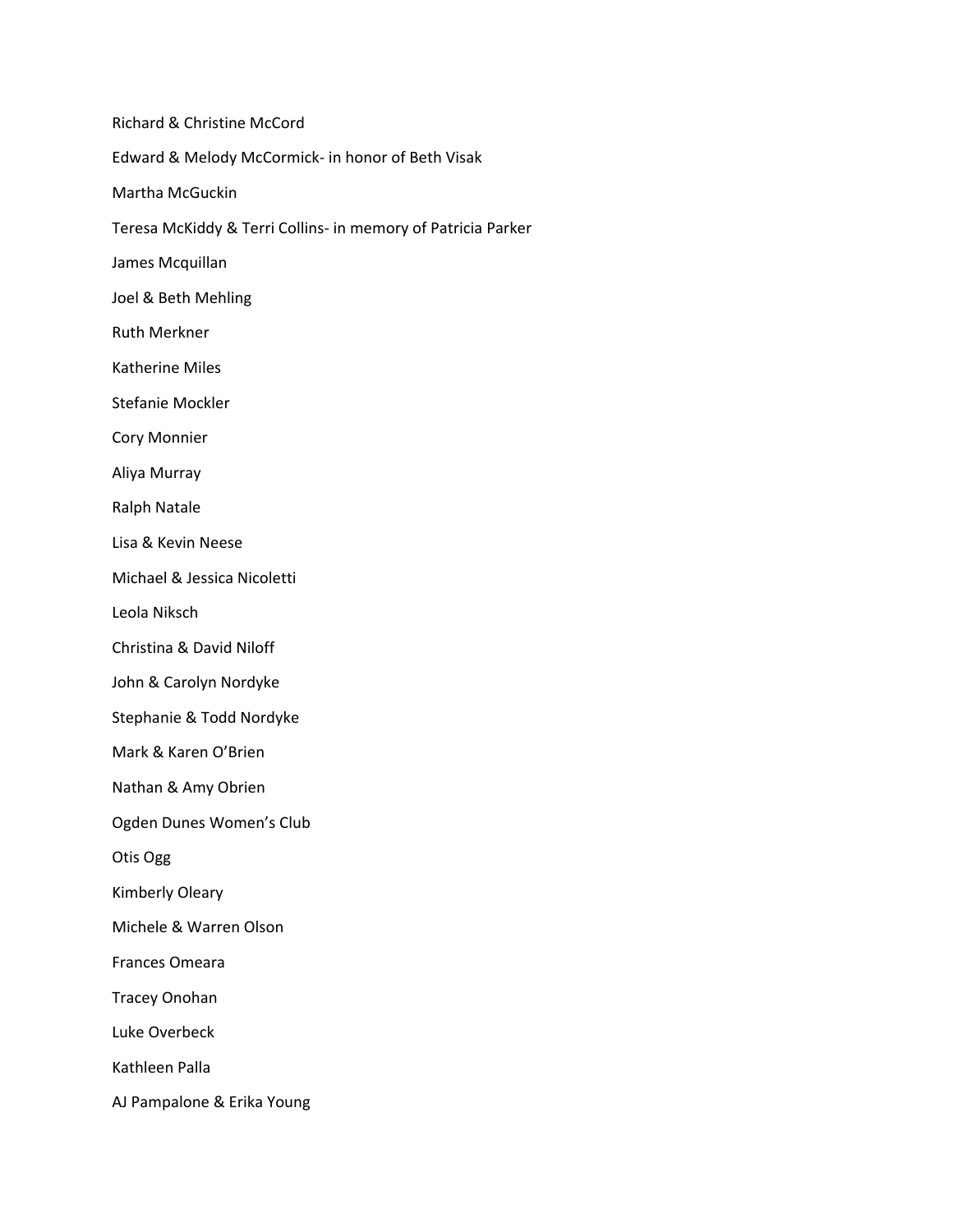Richard & Christine McCord

Edward & Melody McCormick- in honor of Beth Visak

Martha McGuckin

Teresa McKiddy & Terri Collins- in memory of Patricia Parker

James Mcquillan

Joel & Beth Mehling

Ruth Merkner

Katherine Miles

Stefanie Mockler

Cory Monnier

Aliya Murray

Ralph Natale

Lisa & Kevin Neese

Michael & Jessica Nicoletti

Leola Niksch

Christina & David Niloff

John & Carolyn Nordyke

Stephanie & Todd Nordyke

Mark & Karen O'Brien

Nathan & Amy Obrien

Ogden Dunes Women's Club

Otis Ogg

Kimberly Oleary

Michele & Warren Olson

Frances Omeara

Tracey Onohan

Luke Overbeck

Kathleen Palla

AJ Pampalone & Erika Young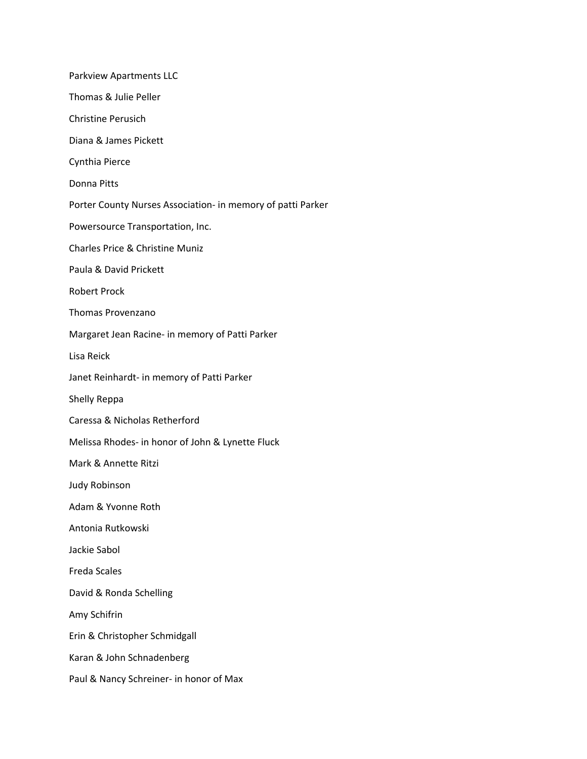Parkview Apartments LLC

Thomas & Julie Peller

Christine Perusich

Diana & James Pickett

Cynthia Pierce

Donna Pitts

Porter County Nurses Association- in memory of patti Parker

Powersource Transportation, Inc.

Charles Price & Christine Muniz

Paula & David Prickett

Robert Prock

Thomas Provenzano

Margaret Jean Racine- in memory of Patti Parker

Lisa Reick

Janet Reinhardt- in memory of Patti Parker

Shelly Reppa

Caressa & Nicholas Retherford

Melissa Rhodes- in honor of John & Lynette Fluck

Mark & Annette Ritzi

Judy Robinson

Adam & Yvonne Roth

Antonia Rutkowski

Jackie Sabol

Freda Scales

David & Ronda Schelling

Amy Schifrin

Erin & Christopher Schmidgall

Karan & John Schnadenberg

Paul & Nancy Schreiner- in honor of Max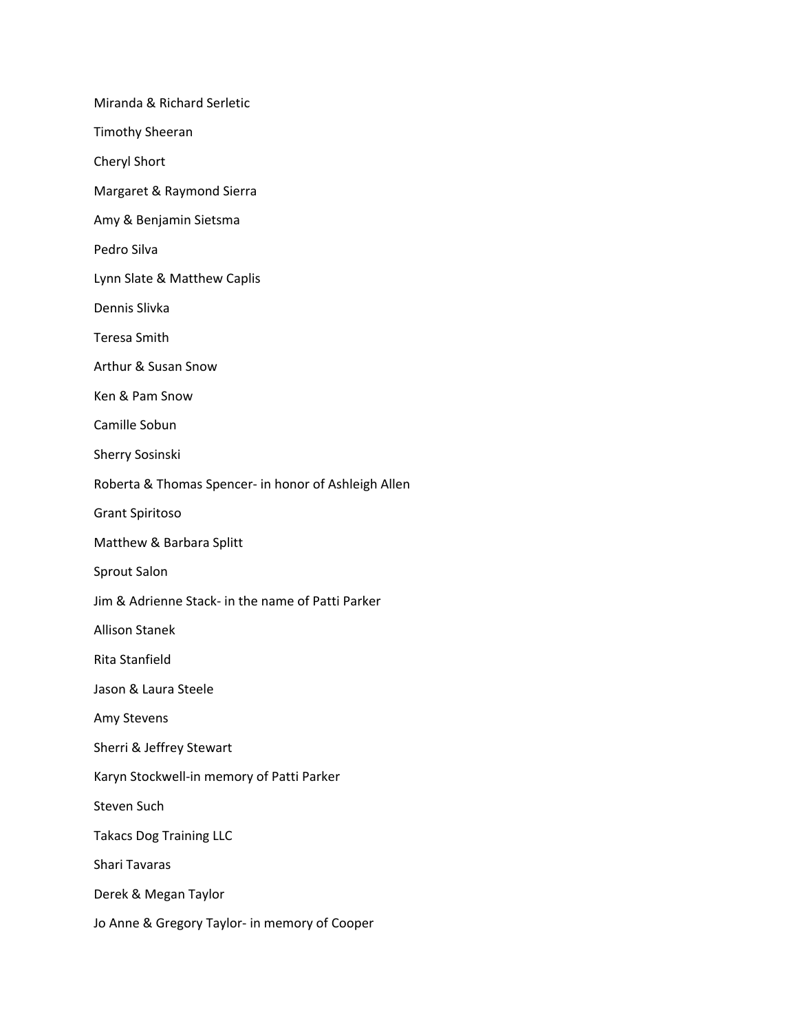Miranda & Richard Serletic

Timothy Sheeran

Cheryl Short

Margaret & Raymond Sierra

Amy & Benjamin Sietsma

Pedro Silva

Lynn Slate & Matthew Caplis

Dennis Slivka

Teresa Smith

Arthur & Susan Snow

Ken & Pam Snow

Camille Sobun

Sherry Sosinski

Roberta & Thomas Spencer- in honor of Ashleigh Allen

Grant Spiritoso

Matthew & Barbara Splitt

Sprout Salon

Jim & Adrienne Stack- in the name of Patti Parker

Allison Stanek

Rita Stanfield

Jason & Laura Steele

Amy Stevens

Sherri & Jeffrey Stewart

Karyn Stockwell-in memory of Patti Parker

Steven Such

Takacs Dog Training LLC

Shari Tavaras

Derek & Megan Taylor

Jo Anne & Gregory Taylor- in memory of Cooper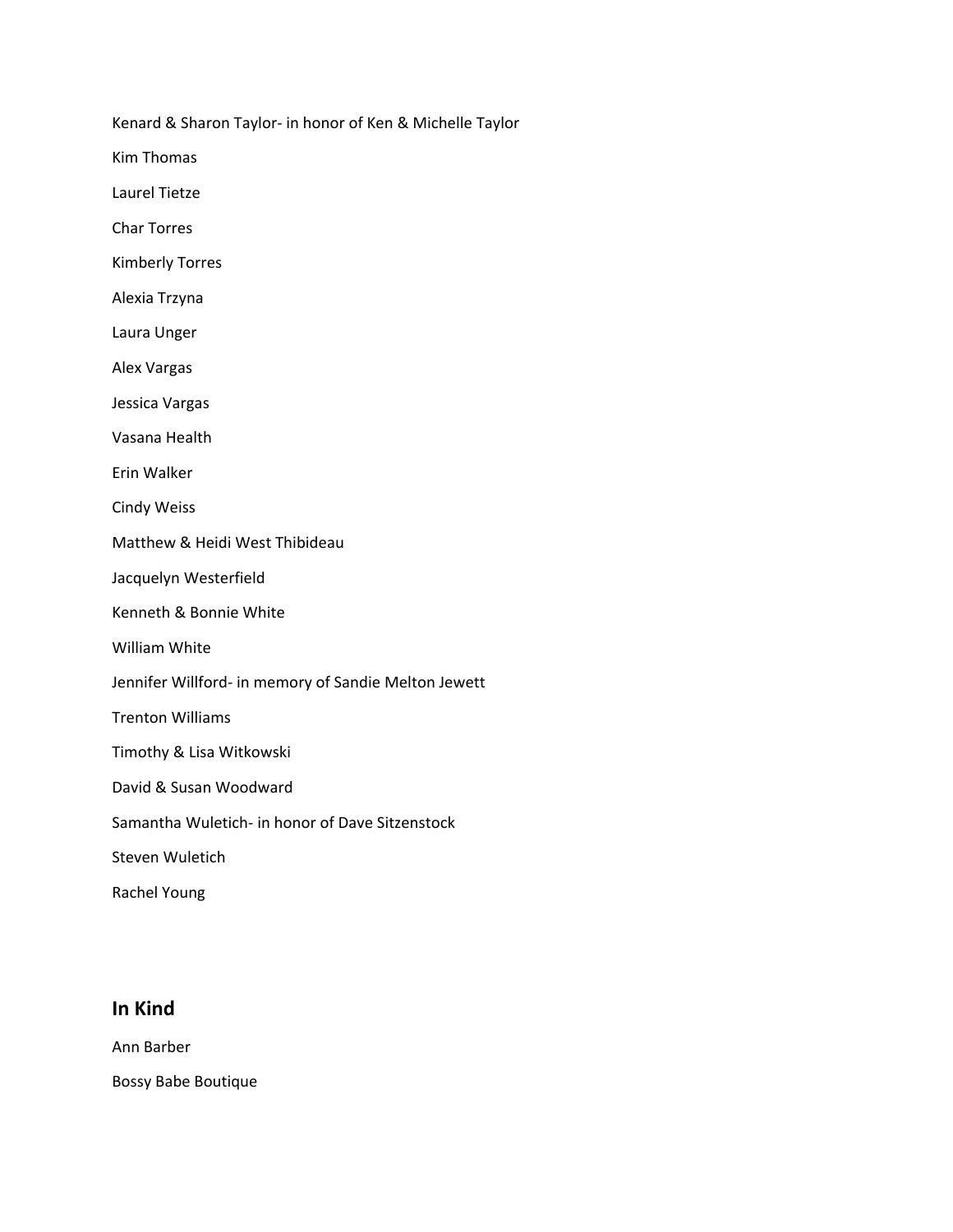Kenard & Sharon Taylor- in honor of Ken & Michelle Taylor

Kim Thomas

Laurel Tietze

Char Torres

Kimberly Torres

Alexia Trzyna

Laura Unger

Alex Vargas

Jessica Vargas

Vasana Health

Erin Walker

Cindy Weiss

Matthew & Heidi West Thibideau

Jacquelyn Westerfield

Kenneth & Bonnie White

William White

Jennifer Willford- in memory of Sandie Melton Jewett

Trenton Williams

Timothy & Lisa Witkowski

David & Susan Woodward

Samantha Wuletich- in honor of Dave Sitzenstock

Steven Wuletich

Rachel Young

## In Kind

Ann Barber

Bossy Babe Boutique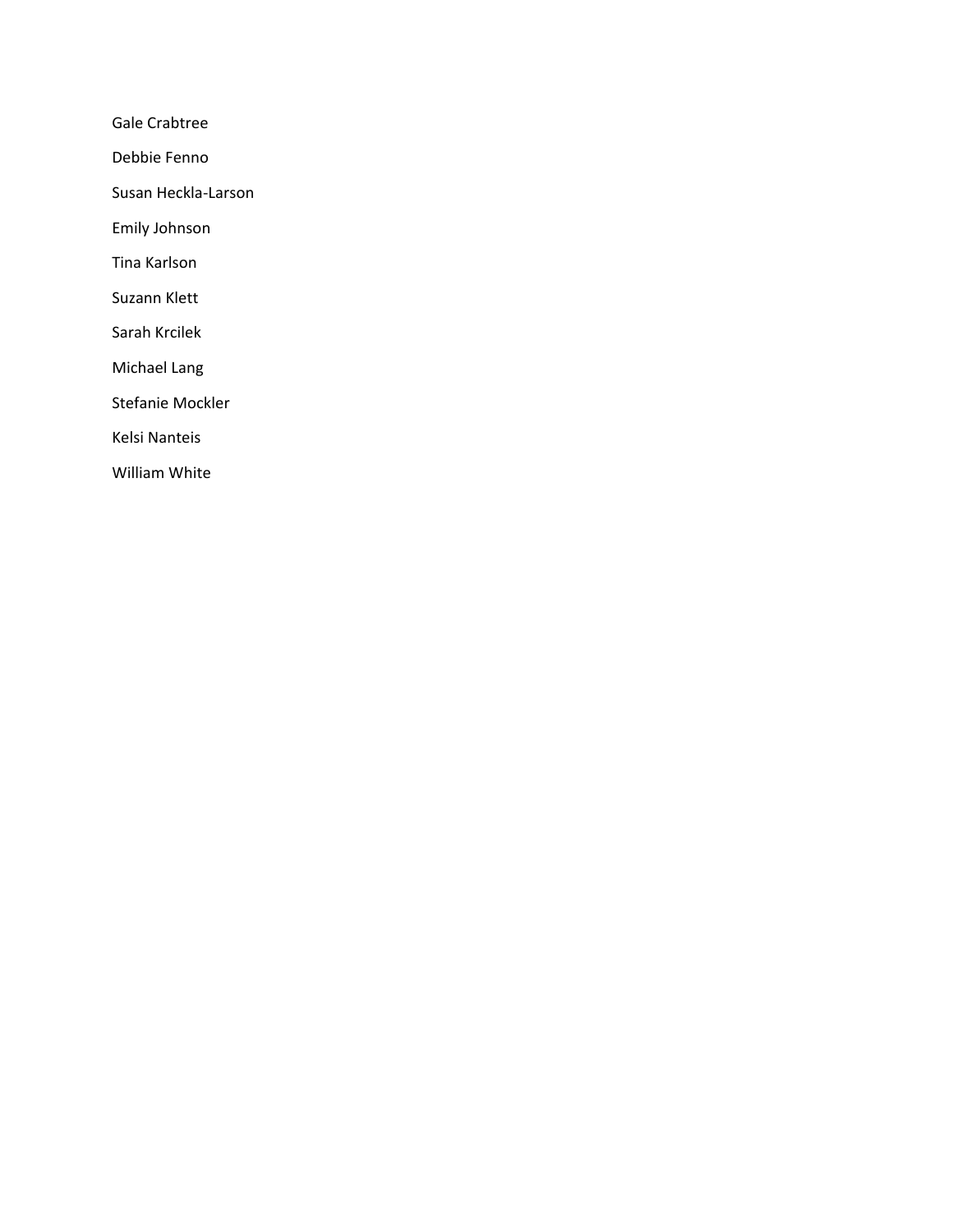Gale Crabtree

Debbie Fenno

Susan Heckla-Larson

Emily Johnson

Tina Karlson

Suzann Klett

Sarah Krcilek

Michael Lang

Stefanie Mockler

Kelsi Nanteis

William White